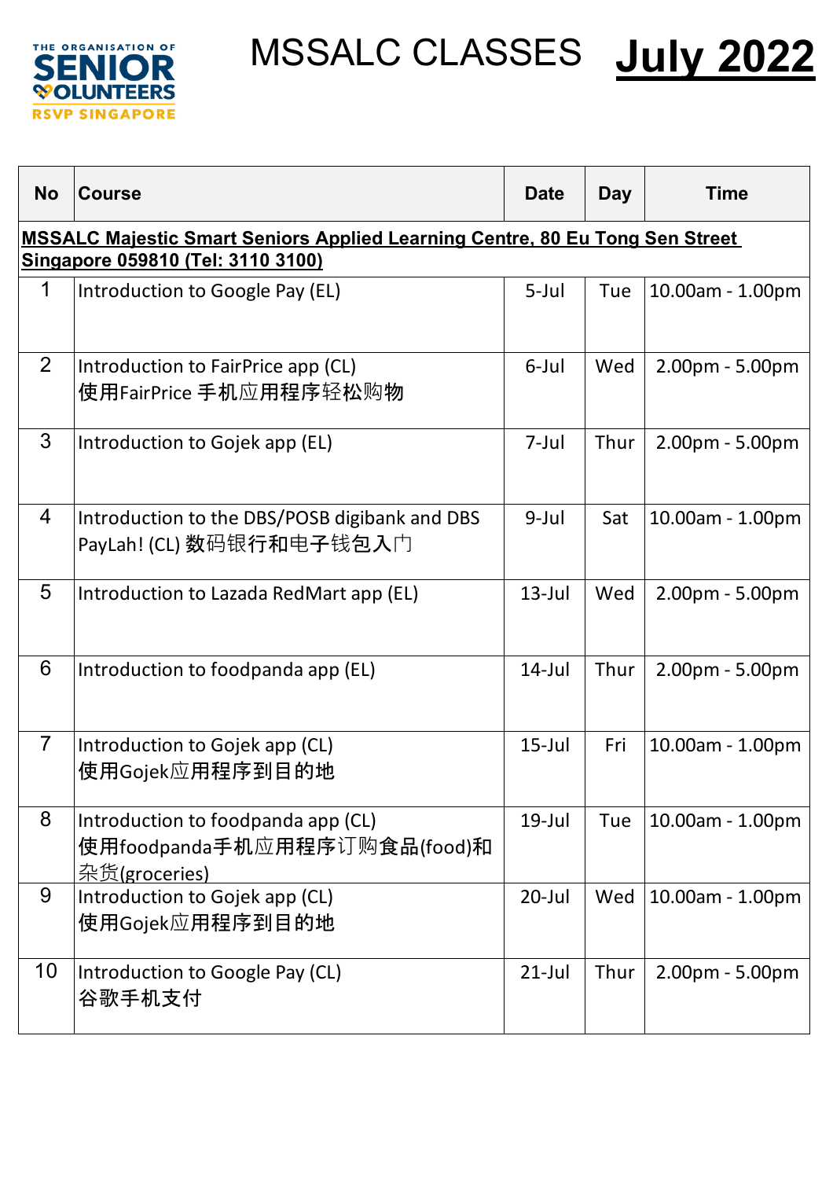THE ORGANISATION OF SENIOR VOLUNTEERS RSVP SINGAPORE

# MSSALC CLASSES **July 2022**

| No | Course | Date | Day | Time |
|---|---|---|---|---|
| **MSSALC Majestic Smart Seniors Applied Learning Centre, 80 Eu Tong Sen Street Singapore 059810 (Tel: 3110 3100)** | | | | |
| 1 | Introduction to Google Pay (EL) | 5-Jul | Tue | 10.00am - 1.00pm |
| 2 | Introduction to FairPrice app (CL) 使用FairPrice 手机应用程序轻松购物 | 6-Jul | Wed | 2.00pm - 5.00pm |
| 3 | Introduction to Gojek app (EL) | 7-Jul | Thur | 2.00pm - 5.00pm |
| 4 | Introduction to the DBS/POSB digibank and DBS PayLah! (CL) 数码银行和电子钱包入门 | 9-Jul | Sat | 10.00am - 1.00pm |
| 5 | Introduction to Lazada RedMart app (EL) | 13-Jul | Wed | 2.00pm - 5.00pm |
| 6 | Introduction to foodpanda app (EL) | 14-Jul | Thur | 2.00pm - 5.00pm |
| 7 | Introduction to Gojek app (CL) 使用Gojek应用程序到目的地 | 15-Jul | Fri | 10.00am - 1.00pm |
| 8 | Introduction to foodpanda app (CL) 使用foodpanda手机应用程序订购食品(food)和杂货(groceries) | 19-Jul | Tue | 10.00am - 1.00pm |
| 9 | Introduction to Gojek app (CL) 使用Gojek应用程序到目的地 | 20-Jul | Wed | 10.00am - 1.00pm |
| 10 | Introduction to Google Pay (CL) 谷歌手机支付 | 21-Jul | Thur | 2.00pm - 5.00pm |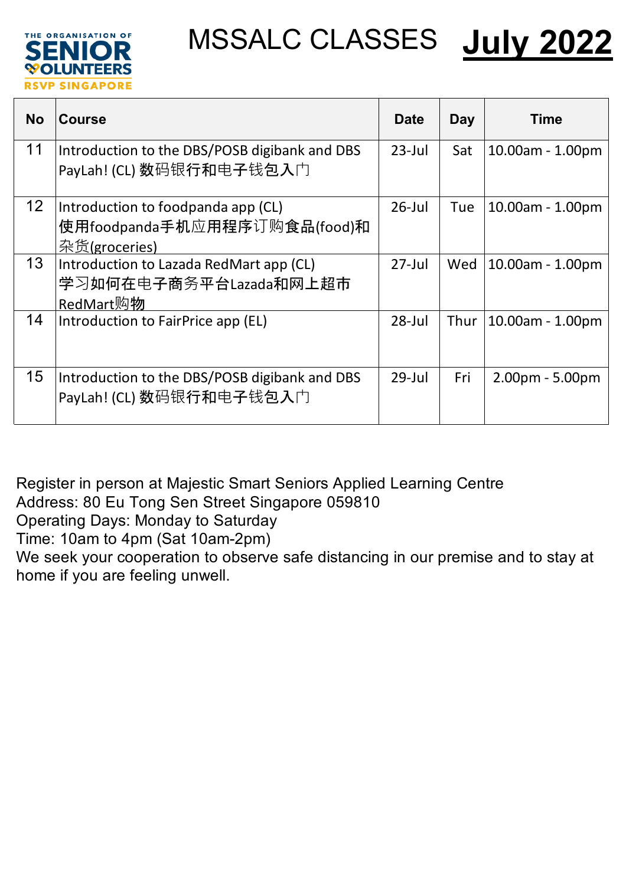THE ORGANISATION OF SENIOR VOLUNTEERS RSVP SINGAPORE

# MSSALC CLASSES **July 2022**

| No | Course | Date | Day | Time |
|---|---|---|---|---|
| 11 | Introduction to the DBS/POSB digibank and DBS PayLah! (CL) 数码银行和电子钱包入门 | 23-Jul | Sat | 10.00am - 1.00pm |
| 12 | Introduction to foodpanda app (CL) 使用foodpanda手机应用程序订购食品(food)和杂货(groceries) | 26-Jul | Tue | 10.00am - 1.00pm |
| 13 | Introduction to Lazada RedMart app (CL) 学习如何在电子商务平台Lazada和网上超市RedMart购物 | 27-Jul | Wed | 10.00am - 1.00pm |
| 14 | Introduction to FairPrice app (EL) | 28-Jul | Thur | 10.00am - 1.00pm |
| 15 | Introduction to the DBS/POSB digibank and DBS PayLah! (CL) 数码银行和电子钱包入门 | 29-Jul | Fri | 2.00pm - 5.00pm |

Register in person at Majestic Smart Seniors Applied Learning Centre
Address: 80 Eu Tong Sen Street Singapore 059810
Operating Days: Monday to Saturday
Time: 10am to 4pm (Sat 10am-2pm)
We seek your cooperation to observe safe distancing in our premise and to stay at home if you are feeling unwell.